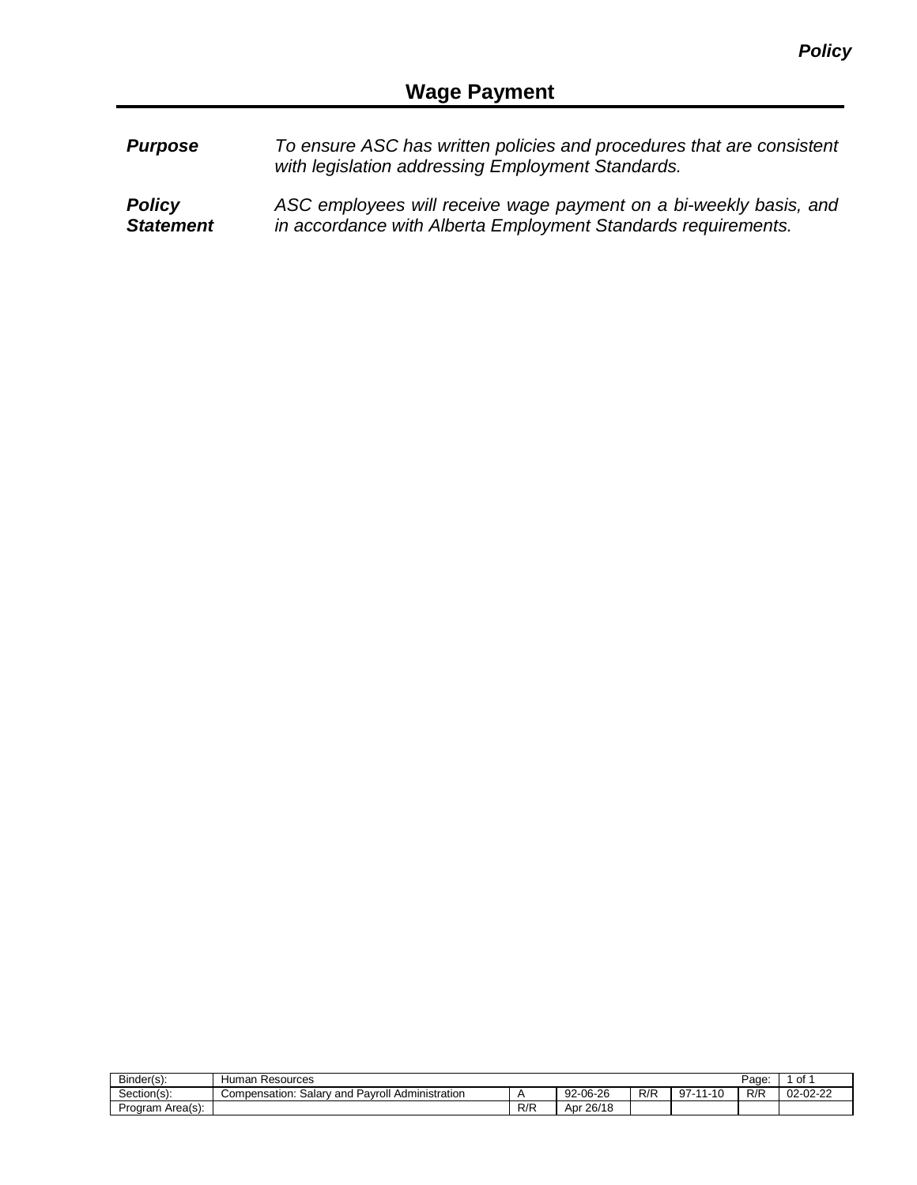*Policy*

# Wage Payment

| | |
|---|---|
| ***Purpose*** | *To ensure ASC has written policies and procedures that are consistent with legislation addressing Employment Standards.* |
| ***Policy Statement*** | *ASC employees will receive wage payment on a bi-weekly basis, and in accordance with Alberta Employment Standards requirements.* |

| Binder(s): | Human Resources | | | | | | |
|---|---|---|---|---|---|---|---|
| Section(s): | Compensation: Salary and Payroll Administration | A | 92-06-26 | R/R | 97-11-10 | R/R | 02-02-22 |
| Program Area(s): | | R/R | Apr 26/18 | | | | |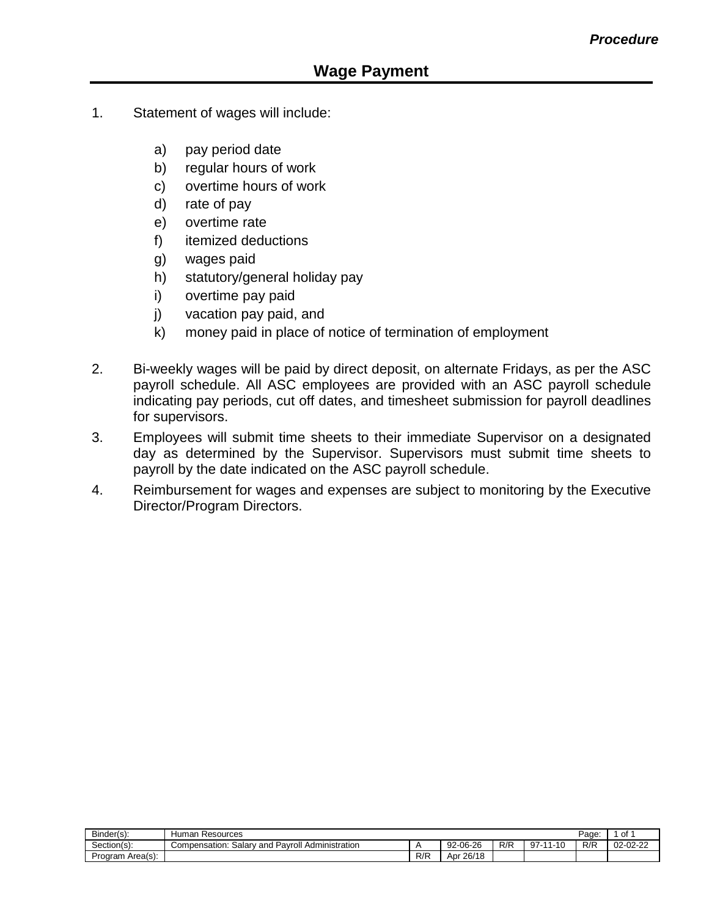# Wage Payment

1. Statement of wages will include:

   a) pay period date
   b) regular hours of work
   c) overtime hours of work
   d) rate of pay
   e) overtime rate
   f) itemized deductions
   g) wages paid
   h) statutory/general holiday pay
   i) overtime pay paid
   j) vacation pay paid, and
   k) money paid in place of notice of termination of employment

2. Bi-weekly wages will be paid by direct deposit, on alternate Fridays, as per the ASC payroll schedule. All ASC employees are provided with an ASC payroll schedule indicating pay periods, cut off dates, and timesheet submission for payroll deadlines for supervisors.
3. Employees will submit time sheets to their immediate Supervisor on a designated day as determined by the Supervisor. Supervisors must submit time sheets to payroll by the date indicated on the ASC payroll schedule.
4. Reimbursement for wages and expenses are subject to monitoring by the Executive Director/Program Directors.